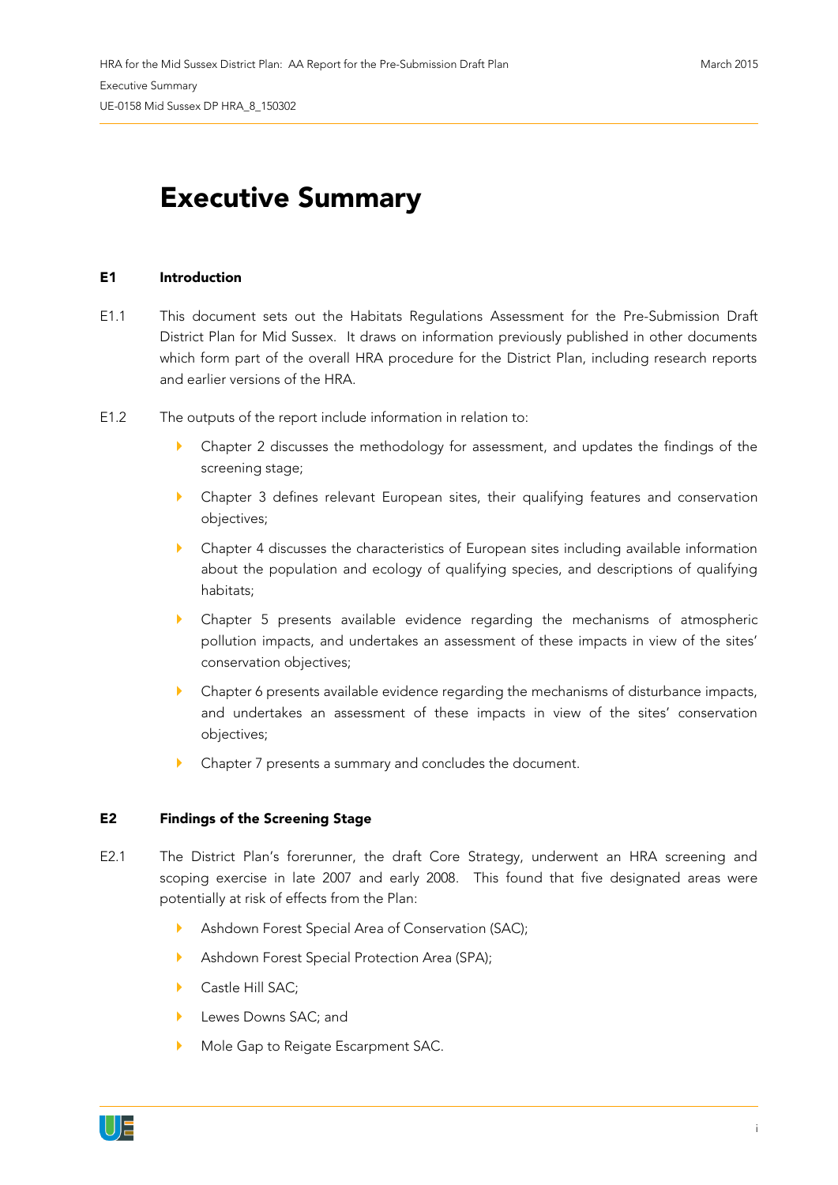# Executive Summary

## E1 Introduction

E1.1 This document sets out the Habitats Regulations Assessment for the Pre-Submission Draft District Plan for Mid Sussex. It draws on information previously published in other documents which form part of the overall HRA procedure for the District Plan, including research reports and earlier versions of the HRA.

E1.2 The outputs of the report include information in relation to:

- Chapter 2 discusses the methodology for assessment, and updates the findings of the screening stage;
- Chapter 3 defines relevant European sites, their qualifying features and conservation objectives;
- Chapter 4 discusses the characteristics of European sites including available information about the population and ecology of qualifying species, and descriptions of qualifying habitats;
- Chapter 5 presents available evidence regarding the mechanisms of atmospheric pollution impacts, and undertakes an assessment of these impacts in view of the sites' conservation objectives;
- Chapter 6 presents available evidence regarding the mechanisms of disturbance impacts, and undertakes an assessment of these impacts in view of the sites' conservation objectives;
- Chapter 7 presents a summary and concludes the document.

## E2 Findings of the Screening Stage

E2.1 The District Plan's forerunner, the draft Core Strategy, underwent an HRA screening and scoping exercise in late 2007 and early 2008. This found that five designated areas were potentially at risk of effects from the Plan:

- Ashdown Forest Special Area of Conservation (SAC);
- Ashdown Forest Special Protection Area (SPA);
- Castle Hill SAC;
- Lewes Downs SAC; and
- Mole Gap to Reigate Escarpment SAC.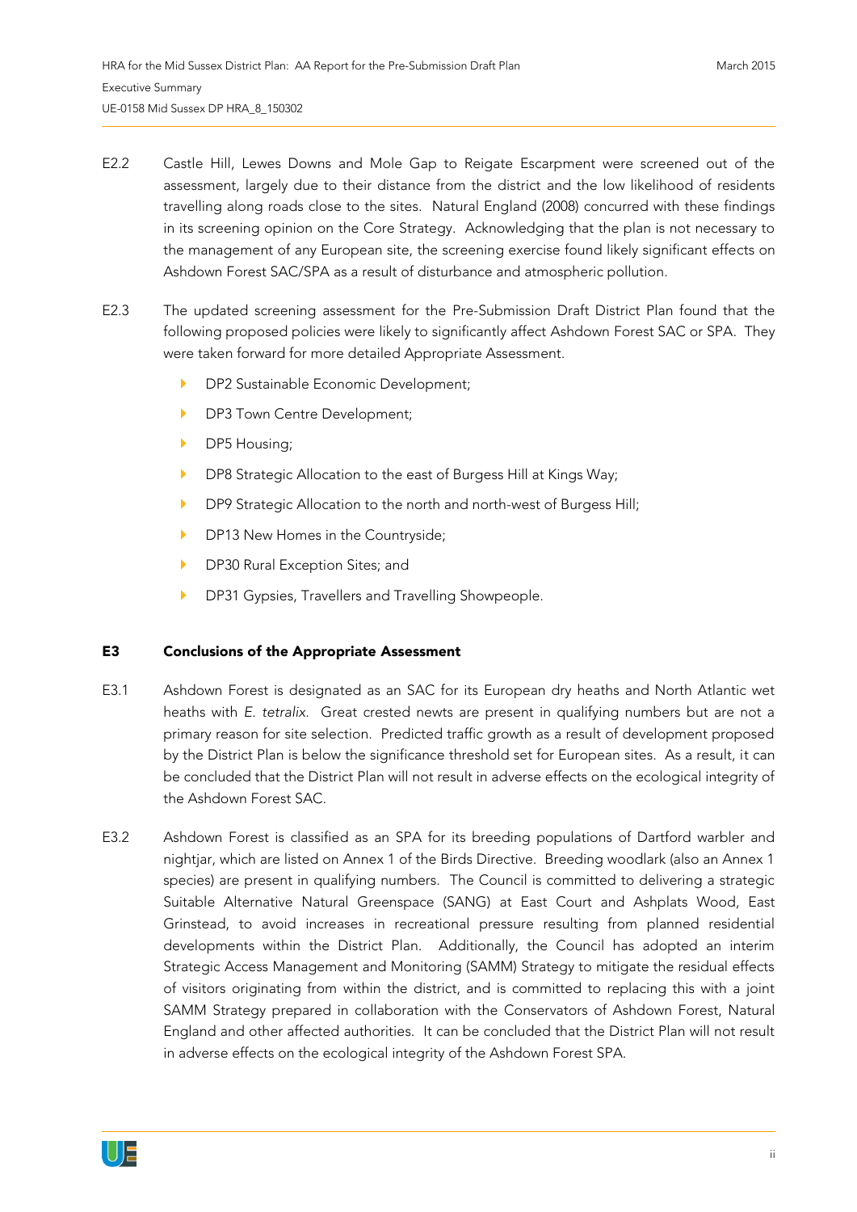E2.2 Castle Hill, Lewes Downs and Mole Gap to Reigate Escarpment were screened out of the assessment, largely due to their distance from the district and the low likelihood of residents travelling along roads close to the sites. Natural England (2008) concurred with these findings in its screening opinion on the Core Strategy. Acknowledging that the plan is not necessary to the management of any European site, the screening exercise found likely significant effects on Ashdown Forest SAC/SPA as a result of disturbance and atmospheric pollution.

E2.3 The updated screening assessment for the Pre-Submission Draft District Plan found that the following proposed policies were likely to significantly affect Ashdown Forest SAC or SPA. They were taken forward for more detailed Appropriate Assessment.

- DP2 Sustainable Economic Development;
- DP3 Town Centre Development;
- DP5 Housing;
- DP8 Strategic Allocation to the east of Burgess Hill at Kings Way;
- DP9 Strategic Allocation to the north and north-west of Burgess Hill;
- DP13 New Homes in the Countryside;
- DP30 Rural Exception Sites; and
- DP31 Gypsies, Travellers and Travelling Showpeople.

## E3 Conclusions of the Appropriate Assessment

E3.1 Ashdown Forest is designated as an SAC for its European dry heaths and North Atlantic wet heaths with *E. tetralix*. Great crested newts are present in qualifying numbers but are not a primary reason for site selection. Predicted traffic growth as a result of development proposed by the District Plan is below the significance threshold set for European sites. As a result, it can be concluded that the District Plan will not result in adverse effects on the ecological integrity of the Ashdown Forest SAC.

E3.2 Ashdown Forest is classified as an SPA for its breeding populations of Dartford warbler and nightjar, which are listed on Annex 1 of the Birds Directive. Breeding woodlark (also an Annex 1 species) are present in qualifying numbers. The Council is committed to delivering a strategic Suitable Alternative Natural Greenspace (SANG) at East Court and Ashplats Wood, East Grinstead, to avoid increases in recreational pressure resulting from planned residential developments within the District Plan. Additionally, the Council has adopted an interim Strategic Access Management and Monitoring (SAMM) Strategy to mitigate the residual effects of visitors originating from within the district, and is committed to replacing this with a joint SAMM Strategy prepared in collaboration with the Conservators of Ashdown Forest, Natural England and other affected authorities. It can be concluded that the District Plan will not result in adverse effects on the ecological integrity of the Ashdown Forest SPA.